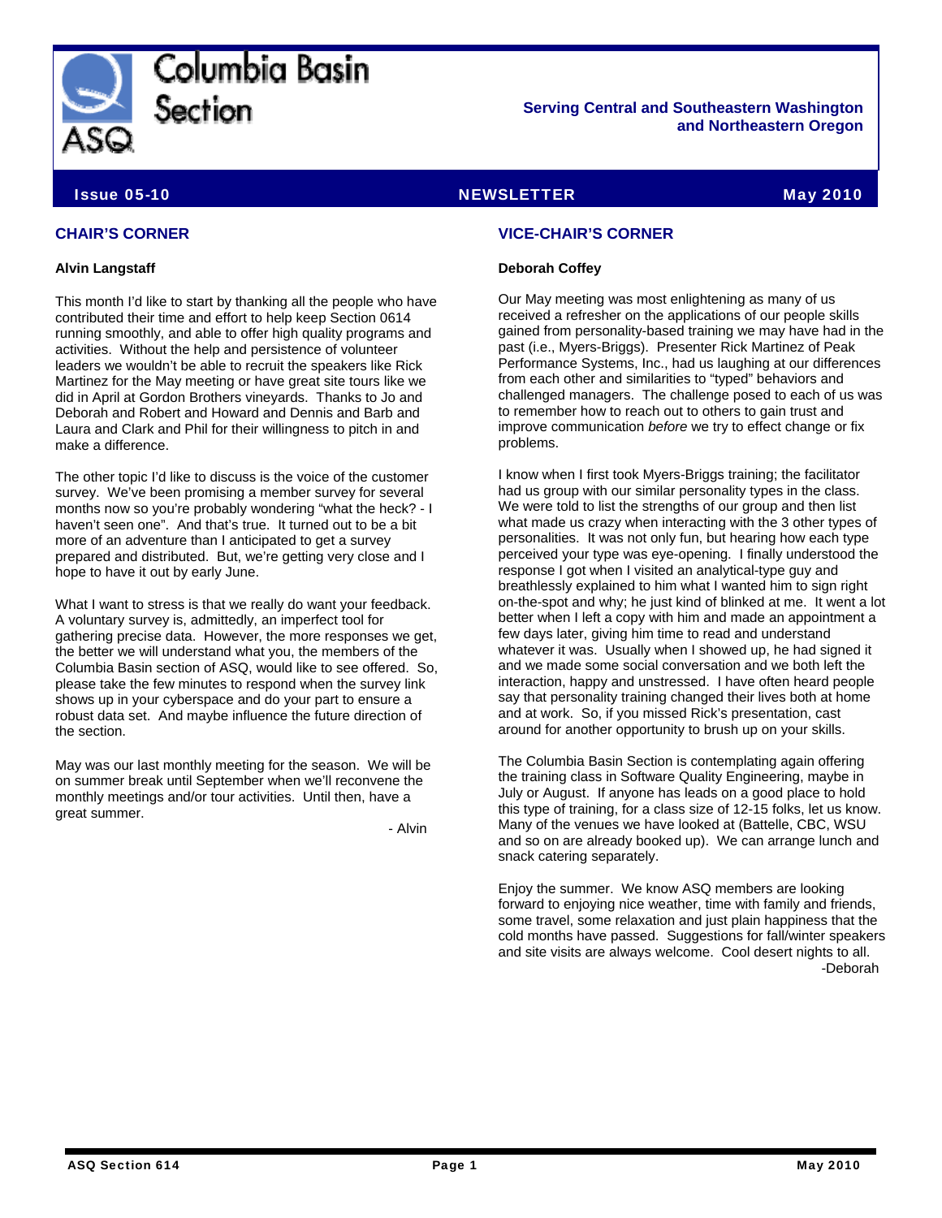# Columbia Basin Section

**Serving Central and Southeastern Washington and Northeastern Oregon**

**Issue 05-10** | **NEWSLETTER** | **May 2010**

## CHAIR'S CORNER

**Alvin Langstaff**

This month I'd like to start by thanking all the people who have contributed their time and effort to help keep Section 0614 running smoothly, and able to offer high quality programs and activities. Without the help and persistence of volunteer leaders we wouldn't be able to recruit the speakers like Rick Martinez for the May meeting or have great site tours like we did in April at Gordon Brothers vineyards. Thanks to Jo and Deborah and Robert and Howard and Dennis and Barb and Laura and Clark and Phil for their willingness to pitch in and make a difference.

The other topic I'd like to discuss is the voice of the customer survey. We've been promising a member survey for several months now so you're probably wondering "what the heck? - I haven't seen one". And that's true. It turned out to be a bit more of an adventure than I anticipated to get a survey prepared and distributed. But, we're getting very close and I hope to have it out by early June.

What I want to stress is that we really do want your feedback. A voluntary survey is, admittedly, an imperfect tool for gathering precise data. However, the more responses we get, the better we will understand what you, the members of the Columbia Basin section of ASQ, would like to see offered. So, please take the few minutes to respond when the survey link shows up in your cyberspace and do your part to ensure a robust data set. And maybe influence the future direction of the section.

May was our last monthly meeting for the season. We will be on summer break until September when we'll reconvene the monthly meetings and/or tour activities. Until then, have a great summer.

- Alvin

## VICE-CHAIR'S CORNER

**Deborah Coffey**

Our May meeting was most enlightening as many of us received a refresher on the applications of our people skills gained from personality-based training we may have had in the past (i.e., Myers-Briggs). Presenter Rick Martinez of Peak Performance Systems, Inc., had us laughing at our differences from each other and similarities to "typed" behaviors and challenged managers. The challenge posed to each of us was to remember how to reach out to others to gain trust and improve communication *before* we try to effect change or fix problems.

I know when I first took Myers-Briggs training; the facilitator had us group with our similar personality types in the class. We were told to list the strengths of our group and then list what made us crazy when interacting with the 3 other types of personalities. It was not only fun, but hearing how each type perceived your type was eye-opening. I finally understood the response I got when I visited an analytical-type guy and breathlessly explained to him what I wanted him to sign right on-the-spot and why; he just kind of blinked at me. It went a lot better when I left a copy with him and made an appointment a few days later, giving him time to read and understand whatever it was. Usually when I showed up, he had signed it and we made some social conversation and we both left the interaction, happy and unstressed. I have often heard people say that personality training changed their lives both at home and at work. So, if you missed Rick's presentation, cast around for another opportunity to brush up on your skills.

The Columbia Basin Section is contemplating again offering the training class in Software Quality Engineering, maybe in July or August. If anyone has leads on a good place to hold this type of training, for a class size of 12-15 folks, let us know. Many of the venues we have looked at (Battelle, CBC, WSU and so on are already booked up). We can arrange lunch and snack catering separately.

Enjoy the summer. We know ASQ members are looking forward to enjoying nice weather, time with family and friends, some travel, some relaxation and just plain happiness that the cold months have passed. Suggestions for fall/winter speakers and site visits are always welcome. Cool desert nights to all.

-Deborah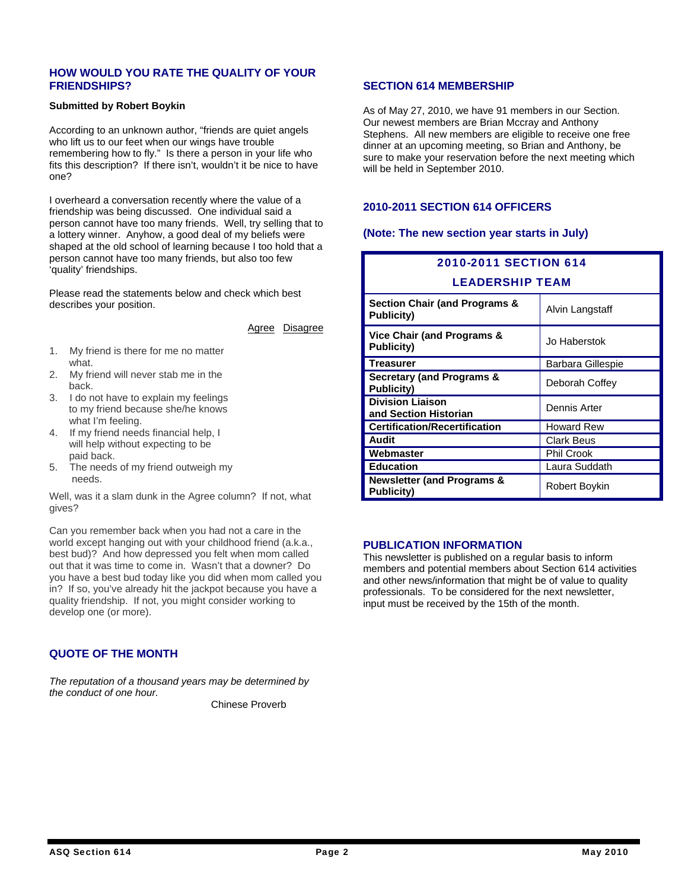## HOW WOULD YOU RATE THE QUALITY OF YOUR FRIENDSHIPS?

**Submitted by Robert Boykin**

According to an unknown author, "friends are quiet angels who lift us to our feet when our wings have trouble remembering how to fly." Is there a person in your life who fits this description? If there isn't, wouldn't it be nice to have one?

I overheard a conversation recently where the value of a friendship was being discussed. One individual said a person cannot have too many friends. Well, try selling that to a lottery winner. Anyhow, a good deal of my beliefs were shaped at the old school of learning because I too hold that a person cannot have too many friends, but also too few 'quality' friendships.

Please read the statements below and check which best describes your position.

Agree Disagree

1. My friend is there for me no matter what.
2. My friend will never stab me in the back.
3. I do not have to explain my feelings to my friend because she/he knows what I'm feeling.
4. If my friend needs financial help, I will help without expecting to be paid back.
5. The needs of my friend outweigh my needs.

Well, was it a slam dunk in the Agree column? If not, what gives?

Can you remember back when you had not a care in the world except hanging out with your childhood friend (a.k.a., best bud)? And how depressed you felt when mom called out that it was time to come in. Wasn't that a downer? Do you have a best bud today like you did when mom called you in? If so, you've already hit the jackpot because you have a quality friendship. If not, you might consider working to develop one (or more).

## QUOTE OF THE MONTH

*The reputation of a thousand years may be determined by the conduct of one hour.*

Chinese Proverb

## SECTION 614 MEMBERSHIP

As of May 27, 2010, we have 91 members in our Section. Our newest members are Brian Mccray and Anthony Stephens. All new members are eligible to receive one free dinner at an upcoming meeting, so Brian and Anthony, be sure to make your reservation before the next meeting which will be held in September 2010.

## 2010-2011 SECTION 614 OFFICERS

### (Note: The new section year starts in July)

| 2010-2011 SECTION 614 LEADERSHIP TEAM | |
|---|---|
| **Section Chair (and Programs & Publicity)** | Alvin Langstaff |
| **Vice Chair (and Programs & Publicity)** | Jo Haberstok |
| **Treasurer** | Barbara Gillespie |
| **Secretary (and Programs & Publicity)** | Deborah Coffey |
| **Division Liaison and Section Historian** | Dennis Arter |
| **Certification/Recertification** | Howard Rew |
| **Audit** | Clark Beus |
| **Webmaster** | Phil Crook |
| **Education** | Laura Suddath |
| **Newsletter (and Programs & Publicity)** | Robert Boykin |

## PUBLICATION INFORMATION

This newsletter is published on a regular basis to inform members and potential members about Section 614 activities and other news/information that might be of value to quality professionals. To be considered for the next newsletter, input must be received by the 15th of the month.